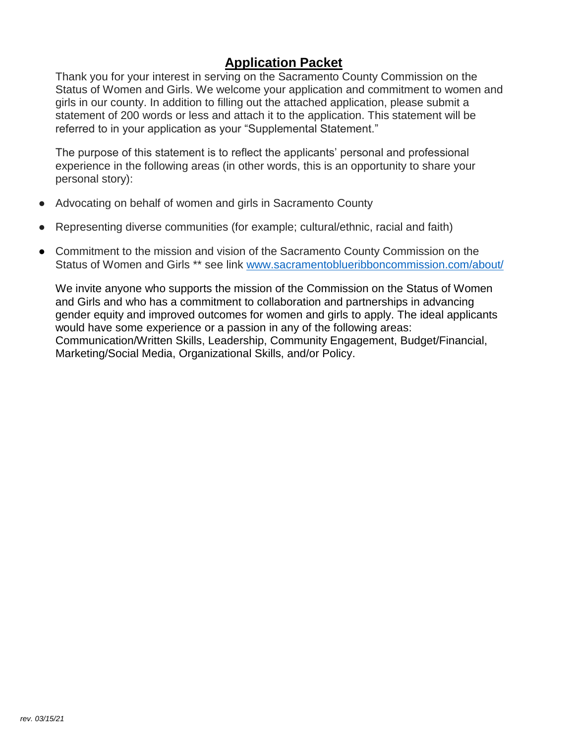# Application Packet

Thank you for your interest in serving on the Sacramento County Commission on the Status of Women and Girls. We welcome your application and commitment to women and girls in our county. In addition to filling out the attached application, please submit a statement of 200 words or less and attach it to the application. This statement will be referred to in your application as your "Supplemental Statement."

The purpose of this statement is to reflect the applicants' personal and professional experience in the following areas (in other words, this is an opportunity to share your personal story):

- Advocating on behalf of women and girls in Sacramento County
- Representing diverse communities (for example; cultural/ethnic, racial and faith)
- Commitment to the mission and vision of the Sacramento County Commission on the Status of Women and Girls ** see link [www.sacramentoblueribboncommission.com/about/](http://www.sacramentoblueribboncommission.com/about/)

We invite anyone who supports the mission of the Commission on the Status of Women and Girls and who has a commitment to collaboration and partnerships in advancing gender equity and improved outcomes for women and girls to apply. The ideal applicants would have some experience or a passion in any of the following areas: Communication/Written Skills, Leadership, Community Engagement, Budget/Financial, Marketing/Social Media, Organizational Skills, and/or Policy.

*rev. 03/15/21*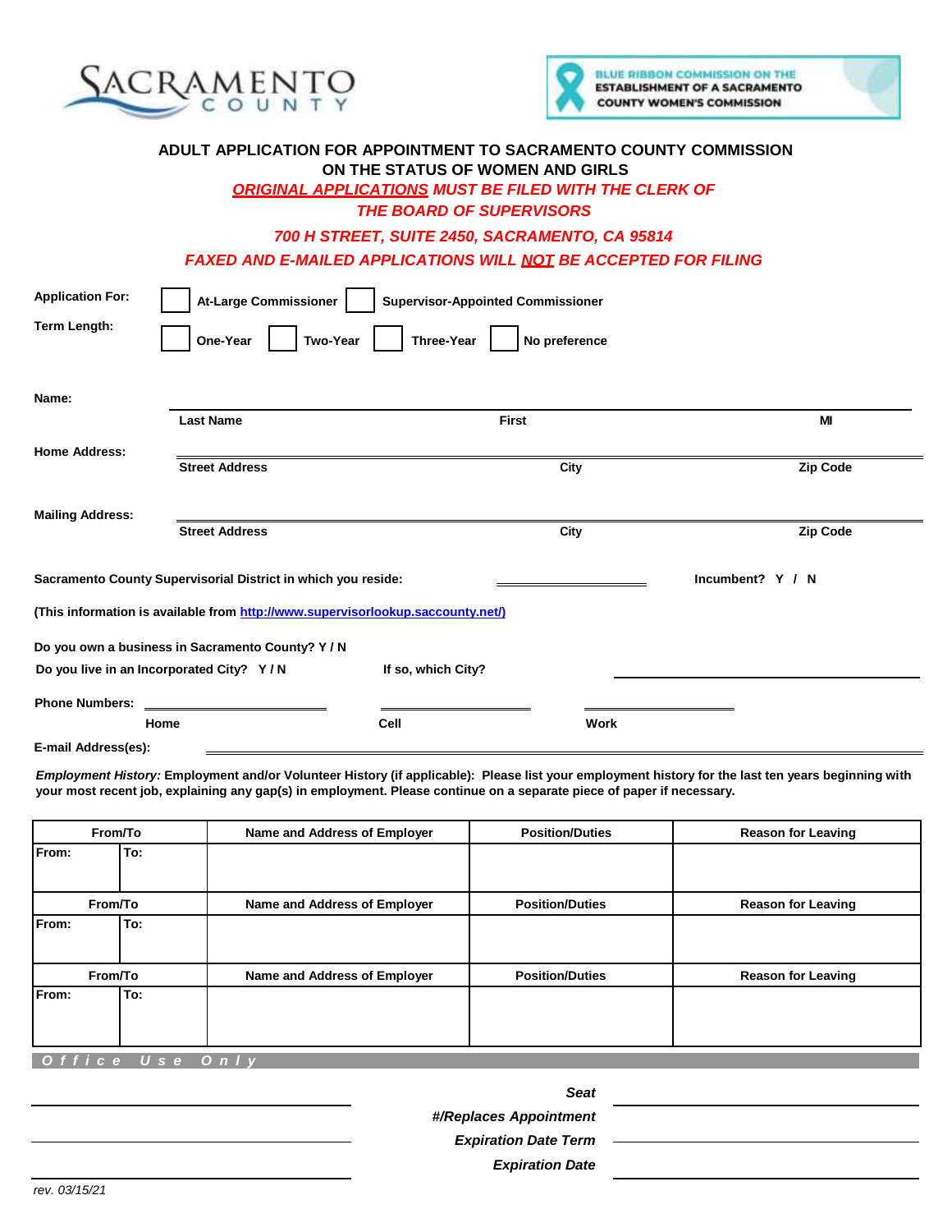SACRAMENTO COUNTY

BLUE RIBBON COMMISSION ON THE ESTABLISHMENT OF A SACRAMENTO COUNTY WOMEN'S COMMISSION

## ADULT APPLICATION FOR APPOINTMENT TO SACRAMENTO COUNTY COMMISSION ON THE STATUS OF WOMEN AND GIRLS

***ORIGINAL APPLICATIONS** MUST BE FILED WITH THE CLERK OF THE BOARD OF SUPERVISORS*

*700 H STREET, SUITE 2450, SACRAMENTO, CA 95814*

*FAXED AND E-MAILED APPLICATIONS WILL **NOT** BE ACCEPTED FOR FILING*

**Application For:** ☐ At-Large Commissioner ☐ Supervisor-Appointed Commissioner

**Term Length:** ☐ One-Year ☐ Two-Year ☐ Three-Year ☐ No preference

**Name:** ______________________________
Last Name | First | MI

**Home Address:** ______________________________
Street Address | City | Zip Code

**Mailing Address:** ______________________________
Street Address | City | Zip Code

**Sacramento County Supervisorial District in which you reside:** ______________ **Incumbent? Y / N**

**(This information is available from http://www.supervisorlookup.saccounty.net/)**

**Do you own a business in Sacramento County? Y / N**

**Do you live in an Incorporated City? Y / N** **If so, which City?** ______________

**Phone Numbers:** ______________ ______________ ______________
Home | Cell | Work

**E-mail Address(es):** ______________________________

***Employment History:*** **Employment and/or Volunteer History (if applicable): Please list your employment history for the last ten years beginning with your most recent job, explaining any gap(s) in employment. Please continue on a separate piece of paper if necessary.**

| From/To | | Name and Address of Employer | Position/Duties | Reason for Leaving |
|---|---|---|---|---|
| From: | To: | | | |
| **From/To** | | **Name and Address of Employer** | **Position/Duties** | **Reason for Leaving** |
| From: | To: | | | |
| **From/To** | | **Name and Address of Employer** | **Position/Duties** | **Reason for Leaving** |
| From: | To: | | | |

***Office Use Only***

*Seat* ______________

*#/Replaces Appointment*

*Expiration Date Term* ______________

*Expiration Date* ______________

*rev. 03/15/21*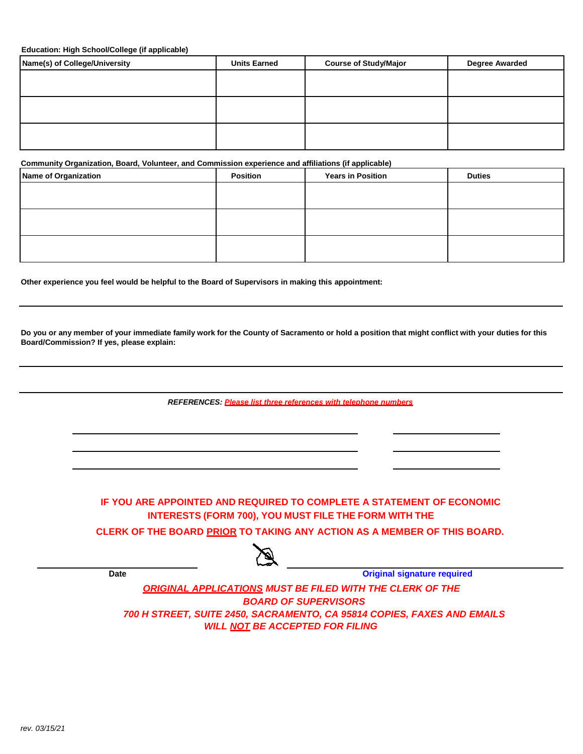**Education: High School/College (if applicable)**

| Name(s) of College/University | Units Earned | Course of Study/Major | Degree Awarded |
|---|---|---|---|
| | | | |
| | | | |
| | | | |

**Community Organization, Board, Volunteer, and Commission experience and affiliations (if applicable)**

| Name of Organization | Position | Years in Position | Duties |
|---|---|---|---|
| | | | |
| | | | |
| | | | |

**Other experience you feel would be helpful to the Board of Supervisors in making this appointment:**

---

**Do you or any member of your immediate family work for the County of Sacramento or hold a position that might conflict with your duties for this Board/Commission? If yes, please explain:**

---

---

***REFERENCES: Please list three references with telephone numbers***

\_\_\_\_\_\_\_\_\_\_\_\_\_\_\_\_\_\_\_\_\_\_\_\_\_\_\_\_\_\_ \_\_\_\_\_\_\_\_\_\_\_\_\_\_

\_\_\_\_\_\_\_\_\_\_\_\_\_\_\_\_\_\_\_\_\_\_\_\_\_\_\_\_\_\_ \_\_\_\_\_\_\_\_\_\_\_\_\_\_

\_\_\_\_\_\_\_\_\_\_\_\_\_\_\_\_\_\_\_\_\_\_\_\_\_\_\_\_\_\_ \_\_\_\_\_\_\_\_\_\_\_\_\_\_

**IF YOU ARE APPOINTED AND REQUIRED TO COMPLETE A STATEMENT OF ECONOMIC INTERESTS (FORM 700), YOU MUST FILE THE FORM WITH THE CLERK OF THE BOARD PRIOR TO TAKING ANY ACTION AS A MEMBER OF THIS BOARD.**

\_\_\_\_\_\_\_\_\_\_\_\_\_\_\_\_\_\_\_\_ \_\_\_\_\_\_\_\_\_\_\_\_\_\_\_\_\_\_\_\_\_\_\_\_\_\_\_\_\_\_

**Date** **Original signature required**

***ORIGINAL APPLICATIONS MUST BE FILED WITH THE CLERK OF THE BOARD OF SUPERVISORS***
***700 H STREET, SUITE 2450, SACRAMENTO, CA 95814 COPIES, FAXES AND EMAILS WILL NOT BE ACCEPTED FOR FILING***

*rev. 03/15/21*